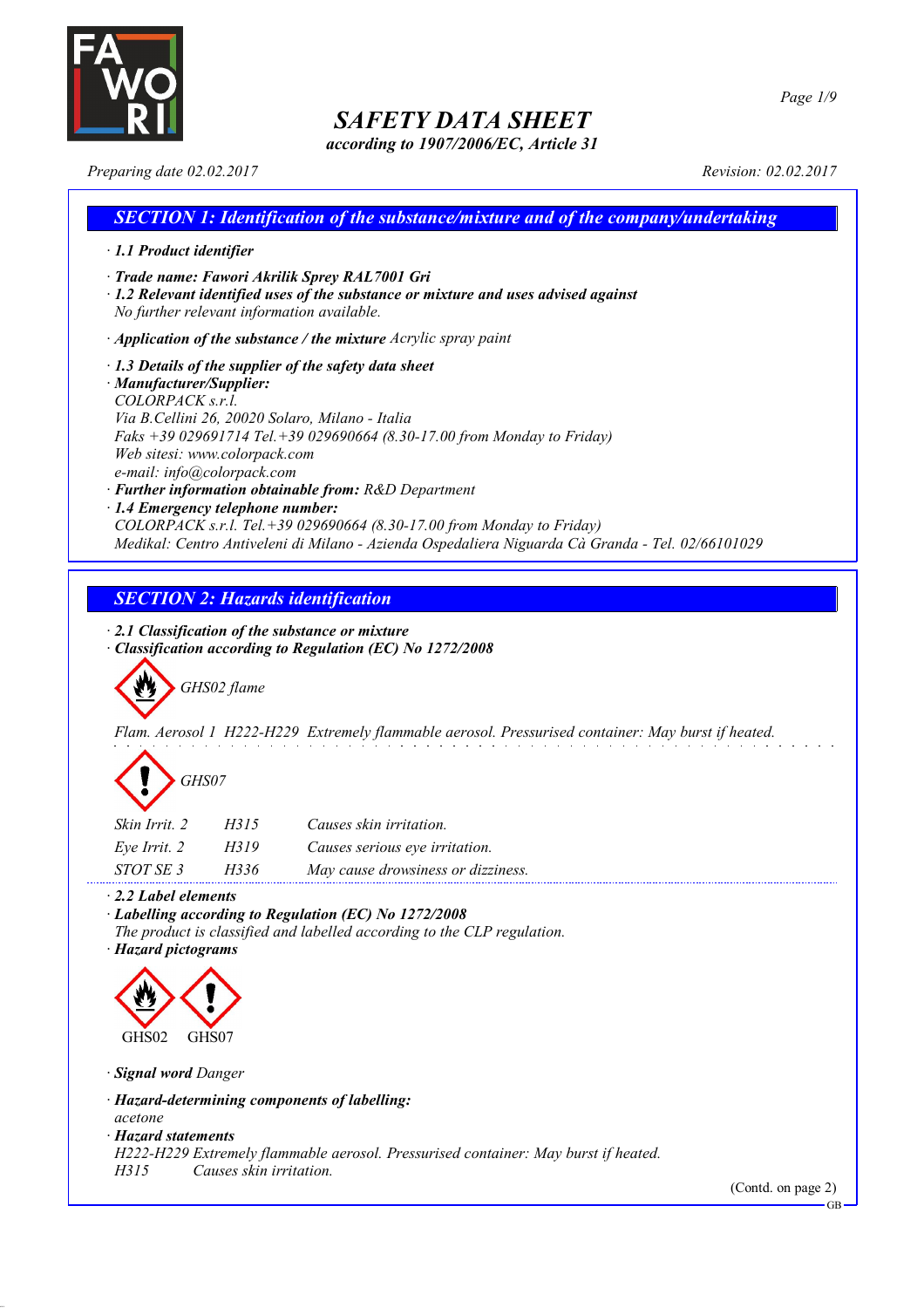# SAFETY DATA SHEET

*according to 1907/2006/EC, Article 31*

*Preparing date 02.02.2017* *Revision: 02.02.2017*

## SECTION 1: Identification of the substance/mixture and of the company/undertaking

· **1.1 Product identifier**

· **Trade name: Fawori Akrilik Sprey RAL7001 Gri**

· **1.2 Relevant identified uses of the substance or mixture and uses advised against**
No further relevant information available.

· **Application of the substance / the mixture** Acrylic spray paint

· **1.3 Details of the supplier of the safety data sheet**

· **Manufacturer/Supplier:**
COLORPACK s.r.l.
Via B.Cellini 26, 20020 Solaro, Milano - Italia
Faks +39 029691714 Tel.+39 029690664 (8.30-17.00 from Monday to Friday)
Web sitesi: www.colorpack.com
e-mail: info@colorpack.com

· **Further information obtainable from:** R&D Department

· **1.4 Emergency telephone number:**
COLORPACK s.r.l. Tel.+39 029690664 (8.30-17.00 from Monday to Friday)
Medikal: Centro Antiveleni di Milano - Azienda Ospedaliera Niguarda Cà Granda - Tel. 02/66101029

## SECTION 2: Hazards identification

· **2.1 Classification of the substance or mixture**

· **Classification according to Regulation (EC) No 1272/2008**

GHS02 flame

Flam. Aerosol 1 H222-H229 Extremely flammable aerosol. Pressurised container: May burst if heated.

GHS07

| | | |
|---|---|---|
| Skin Irrit. 2 | H315 | Causes skin irritation. |
| Eye Irrit. 2 | H319 | Causes serious eye irritation. |
| STOT SE 3 | H336 | May cause drowsiness or dizziness. |

· **2.2 Label elements**

· **Labelling according to Regulation (EC) No 1272/2008**
The product is classified and labelled according to the CLP regulation.

· **Hazard pictograms**

GHS02 GHS07

· **Signal word** Danger

· **Hazard-determining components of labelling:**
acetone

· **Hazard statements**
H222-H229 Extremely flammable aerosol. Pressurised container: May burst if heated.
H315 Causes skin irritation.

(Contd. on page 2)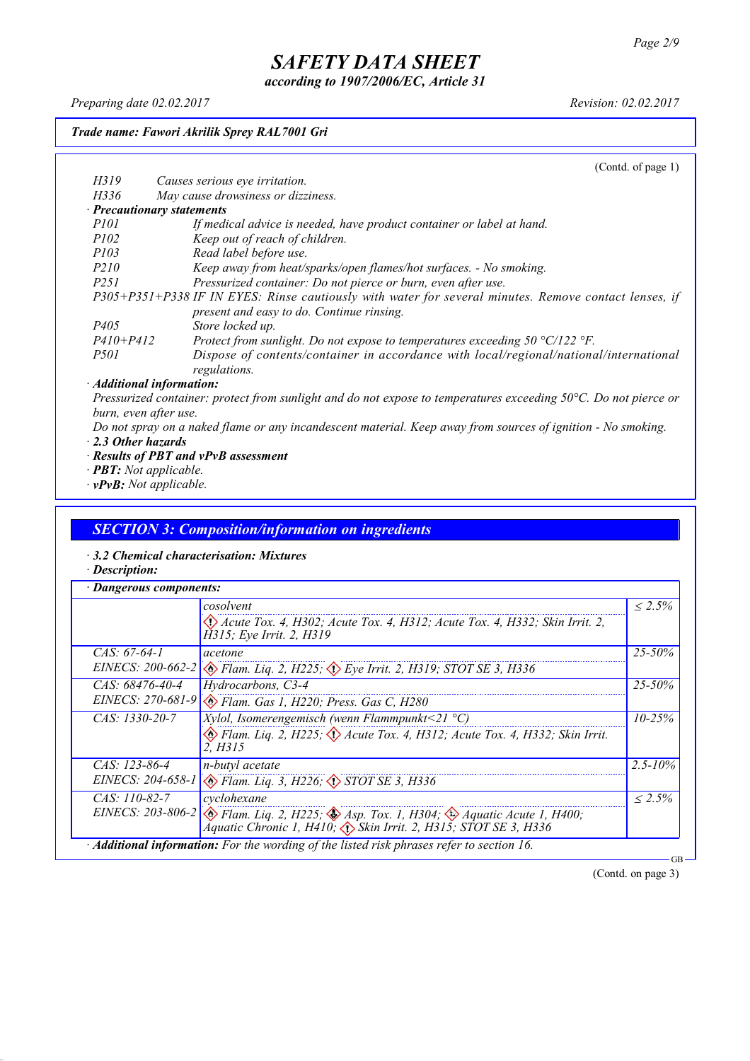# SAFETY DATA SHEET

*according to 1907/2006/EC, Article 31*

*Preparing date 02.02.2017* | *Revision: 02.02.2017*

**Trade name: Fawori Akrilik Sprey RAL7001 Gri**

(Contd. of page 1)

| | |
|---|---|
| *H319* | *Causes serious eye irritation.* |
| *H336* | *May cause drowsiness or dizziness.* |

· **Precautionary statements**

| | |
|---|---|
| *P101* | *If medical advice is needed, have product container or label at hand.* |
| *P102* | *Keep out of reach of children.* |
| *P103* | *Read label before use.* |
| *P210* | *Keep away from heat/sparks/open flames/hot surfaces. - No smoking.* |
| *P251* | *Pressurized container: Do not pierce or burn, even after use.* |
| *P305+P351+P338* | *IF IN EYES: Rinse cautiously with water for several minutes. Remove contact lenses, if present and easy to do. Continue rinsing.* |
| *P405* | *Store locked up.* |
| *P410+P412* | *Protect from sunlight. Do not expose to temperatures exceeding 50 °C/122 °F.* |
| *P501* | *Dispose of contents/container in accordance with local/regional/national/international regulations.* |

· **Additional information:**

*Pressurized container: protect from sunlight and do not expose to temperatures exceeding 50°C. Do not pierce or burn, even after use.*

*Do not spray on a naked flame or any incandescent material. Keep away from sources of ignition - No smoking.*

· **2.3 Other hazards**

· **Results of PBT and vPvB assessment**

· **PBT:** *Not applicable.*

· **vPvB:** *Not applicable.*

## SECTION 3: Composition/information on ingredients

· **3.2 Chemical characterisation: Mixtures**

· **Description:**

· **Dangerous components:**

| | | |
|---|---|---|
| | *cosolvent*<br>*Acute Tox. 4, H302; Acute Tox. 4, H312; Acute Tox. 4, H332; Skin Irrit. 2, H315; Eye Irrit. 2, H319* | *≤ 2.5%* |
| CAS: 67-64-1<br>EINECS: 200-662-2 | *acetone*<br>*Flam. Liq. 2, H225; Eye Irrit. 2, H319; STOT SE 3, H336* | *25-50%* |
| CAS: 68476-40-4<br>EINECS: 270-681-9 | *Hydrocarbons, C3-4*<br>*Flam. Gas 1, H220; Press. Gas C, H280* | *25-50%* |
| CAS: 1330-20-7 | *Xylol, Isomerengemisch (wenn Flammpunkt<21 °C)*<br>*Flam. Liq. 2, H225; Acute Tox. 4, H312; Acute Tox. 4, H332; Skin Irrit. 2, H315* | *10-25%* |
| CAS: 123-86-4<br>EINECS: 204-658-1 | *n-butyl acetate*<br>*Flam. Liq. 3, H226; STOT SE 3, H336* | *2.5-10%* |
| CAS: 110-82-7<br>EINECS: 203-806-2 | *cyclohexane*<br>*Flam. Liq. 2, H225; Asp. Tox. 1, H304; Aquatic Acute 1, H400; Aquatic Chronic 1, H410; Skin Irrit. 2, H315; STOT SE 3, H336* | *≤ 2.5%* |

· **Additional information:** *For the wording of the listed risk phrases refer to section 16.*

(Contd. on page 3)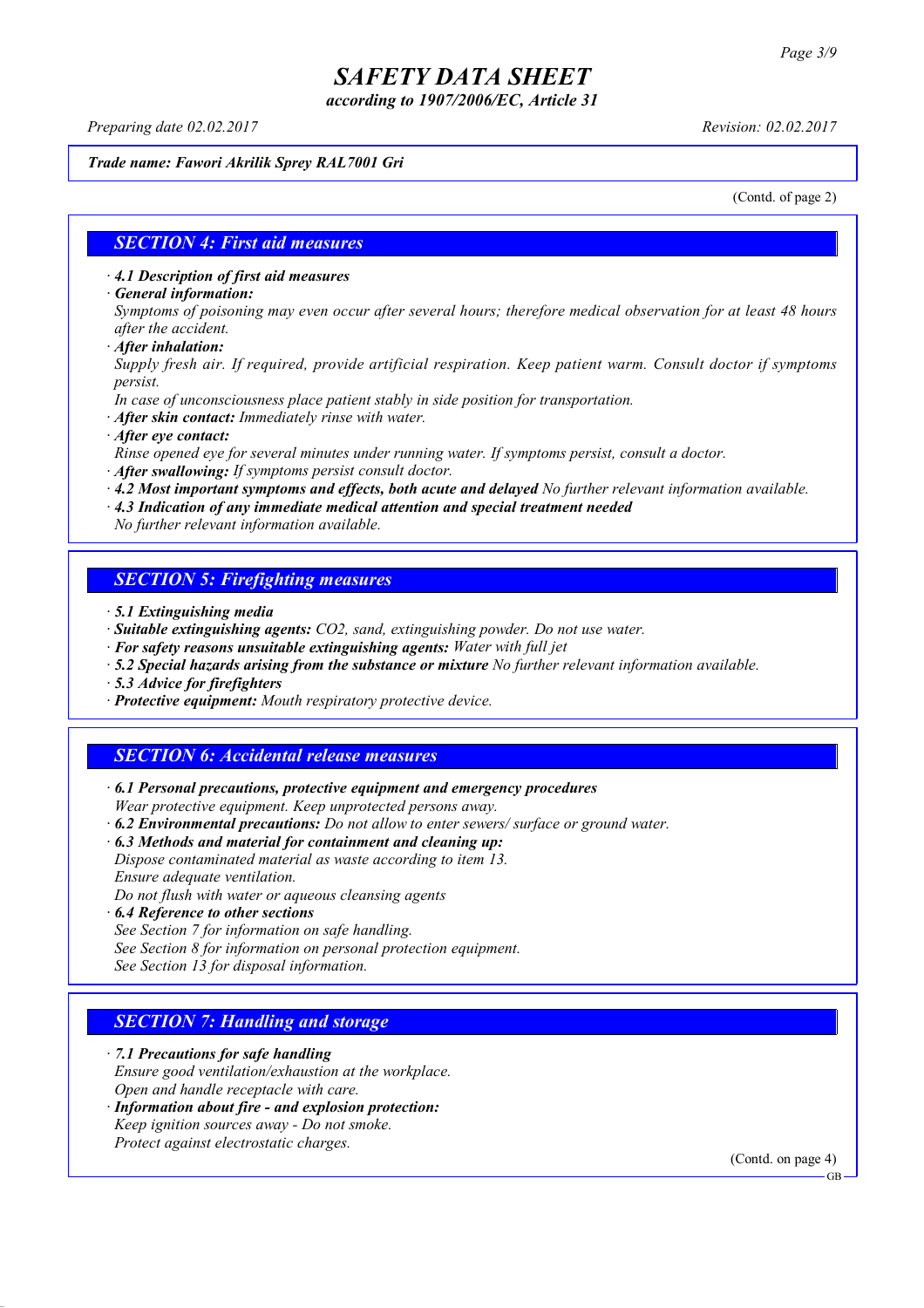*Trade name: Fawori Akrilik Sprey RAL7001 Gri*

(Contd. of page 2)

## SECTION 4: First aid measures

· ***4.1 Description of first aid measures***
· ***General information:***
*Symptoms of poisoning may even occur after several hours; therefore medical observation for at least 48 hours after the accident.*
· ***After inhalation:***
*Supply fresh air. If required, provide artificial respiration. Keep patient warm. Consult doctor if symptoms persist.*
*In case of unconsciousness place patient stably in side position for transportation.*
· ***After skin contact:*** *Immediately rinse with water.*
· ***After eye contact:***
*Rinse opened eye for several minutes under running water. If symptoms persist, consult a doctor.*
· ***After swallowing:*** *If symptoms persist consult doctor.*
· ***4.2 Most important symptoms and effects, both acute and delayed*** *No further relevant information available.*
· ***4.3 Indication of any immediate medical attention and special treatment needed***
*No further relevant information available.*

## SECTION 5: Firefighting measures

· ***5.1 Extinguishing media***
· ***Suitable extinguishing agents:*** *$CO_2$, sand, extinguishing powder. Do not use water.*
· ***For safety reasons unsuitable extinguishing agents:*** *Water with full jet*
· ***5.2 Special hazards arising from the substance or mixture*** *No further relevant information available.*
· ***5.3 Advice for firefighters***
· ***Protective equipment:*** *Mouth respiratory protective device.*

## SECTION 6: Accidental release measures

· ***6.1 Personal precautions, protective equipment and emergency procedures***
*Wear protective equipment. Keep unprotected persons away.*
· ***6.2 Environmental precautions:*** *Do not allow to enter sewers/ surface or ground water.*
· ***6.3 Methods and material for containment and cleaning up:***
*Dispose contaminated material as waste according to item 13.*
*Ensure adequate ventilation.*
*Do not flush with water or aqueous cleansing agents*
· ***6.4 Reference to other sections***
*See Section 7 for information on safe handling.*
*See Section 8 for information on personal protection equipment.*
*See Section 13 for disposal information.*

## SECTION 7: Handling and storage

· ***7.1 Precautions for safe handling***
*Ensure good ventilation/exhaustion at the workplace.*
*Open and handle receptacle with care.*
· ***Information about fire - and explosion protection:***
*Keep ignition sources away - Do not smoke.*
*Protect against electrostatic charges.*

(Contd. on page 4)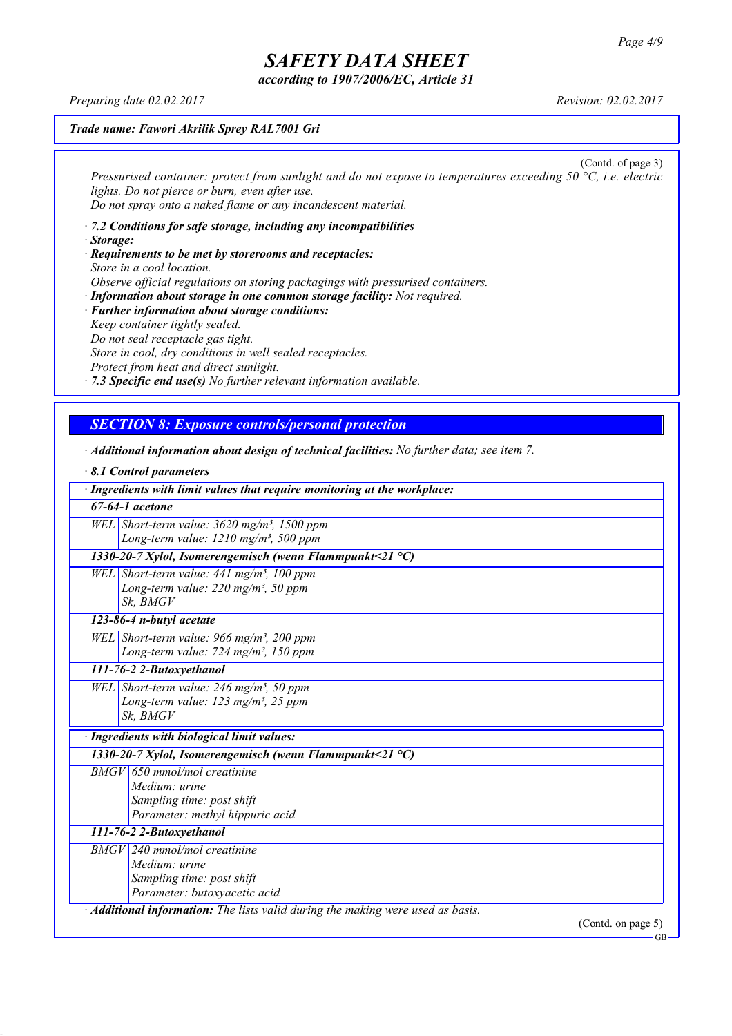*Trade name: Fawori Akrilik Sprey RAL7001 Gri*

(Contd. of page 3)

*Pressurised container: protect from sunlight and do not expose to temperatures exceeding 50 °C, i.e. electric lights. Do not pierce or burn, even after use.*
*Do not spray onto a naked flame or any incandescent material.*

· ***7.2 Conditions for safe storage, including any incompatibilities***
· ***Storage:***
· ***Requirements to be met by storerooms and receptacles:***
*Store in a cool location.*
*Observe official regulations on storing packagings with pressurised containers.*
· ***Information about storage in one common storage facility:*** *Not required.*
· ***Further information about storage conditions:***
*Keep container tightly sealed.*
*Do not seal receptacle gas tight.*
*Store in cool, dry conditions in well sealed receptacles.*
*Protect from heat and direct sunlight.*
· ***7.3 Specific end use(s)*** *No further relevant information available.*

## SECTION 8: Exposure controls/personal protection

· ***Additional information about design of technical facilities:*** *No further data; see item 7.*

· ***8.1 Control parameters***

| · Ingredients with limit values that require monitoring at the workplace: | |
|---|---|
| **67-64-1 acetone** | |
| WEL | Short-term value: 3620 mg/m³, 1500 ppm<br>Long-term value: 1210 mg/m³, 500 ppm |
| **1330-20-7 Xylol, Isomerengemisch (wenn Flammpunkt<21 °C)** | |
| WEL | Short-term value: 441 mg/m³, 100 ppm<br>Long-term value: 220 mg/m³, 50 ppm<br>Sk, BMGV |
| **123-86-4 n-butyl acetate** | |
| WEL | Short-term value: 966 mg/m³, 200 ppm<br>Long-term value: 724 mg/m³, 150 ppm |
| **111-76-2 2-Butoxyethanol** | |
| WEL | Short-term value: 246 mg/m³, 50 ppm<br>Long-term value: 123 mg/m³, 25 ppm<br>Sk, BMGV |

| · Ingredients with biological limit values: | |
|---|---|
| **1330-20-7 Xylol, Isomerengemisch (wenn Flammpunkt<21 °C)** | |
| BMGV | 650 mmol/mol creatinine<br>Medium: urine<br>Sampling time: post shift<br>Parameter: methyl hippuric acid |
| **111-76-2 2-Butoxyethanol** | |
| BMGV | 240 mmol/mol creatinine<br>Medium: urine<br>Sampling time: post shift<br>Parameter: butoxyacetic acid |

· ***Additional information:*** *The lists valid during the making were used as basis.*

(Contd. on page 5)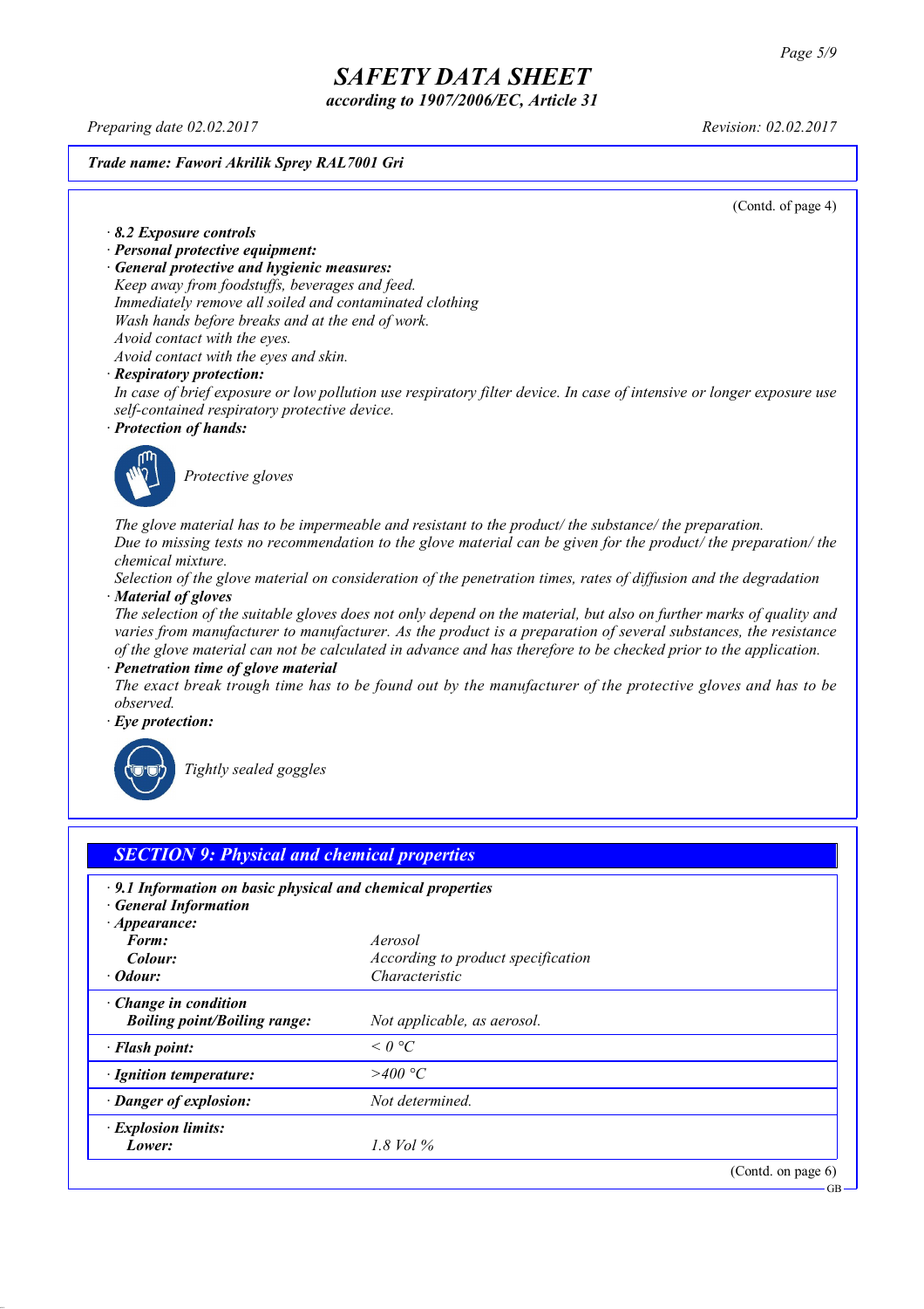# SAFETY DATA SHEET

*according to 1907/2006/EC, Article 31*

*Preparing date 02.02.2017* *Revision: 02.02.2017*

***Trade name: Fawori Akrilik Sprey RAL7001 Gri***

(Contd. of page 4)

· ***8.2 Exposure controls***
· ***Personal protective equipment:***
· ***General protective and hygienic measures:***
*Keep away from foodstuffs, beverages and feed.*
*Immediately remove all soiled and contaminated clothing*
*Wash hands before breaks and at the end of work.*
*Avoid contact with the eyes.*
*Avoid contact with the eyes and skin.*
· ***Respiratory protection:***
*In case of brief exposure or low pollution use respiratory filter device. In case of intensive or longer exposure use self-contained respiratory protective device.*
· ***Protection of hands:***

*Protective gloves*

*The glove material has to be impermeable and resistant to the product/ the substance/ the preparation.*
*Due to missing tests no recommendation to the glove material can be given for the product/ the preparation/ the chemical mixture.*
*Selection of the glove material on consideration of the penetration times, rates of diffusion and the degradation*
· ***Material of gloves***
*The selection of the suitable gloves does not only depend on the material, but also on further marks of quality and varies from manufacturer to manufacturer. As the product is a preparation of several substances, the resistance of the glove material can not be calculated in advance and has therefore to be checked prior to the application.*
· ***Penetration time of glove material***
*The exact break trough time has to be found out by the manufacturer of the protective gloves and has to be observed.*
· ***Eye protection:***

*Tightly sealed goggles*

## *SECTION 9: Physical and chemical properties*

· ***9.1 Information on basic physical and chemical properties***
· ***General Information***

| | |
|---|---|
| · ***Appearance:*** | |
| ***Form:*** | *Aerosol* |
| ***Colour:*** | *According to product specification* |
| · ***Odour:*** | *Characteristic* |
| · ***Change in condition*** | |
| ***Boiling point/Boiling range:*** | *Not applicable, as aerosol.* |
| · ***Flash point:*** | *< 0 °C* |
| · ***Ignition temperature:*** | *>400 °C* |
| · ***Danger of explosion:*** | *Not determined.* |
| · ***Explosion limits:*** | |
| ***Lower:*** | *1.8 Vol %* |

(Contd. on page 6)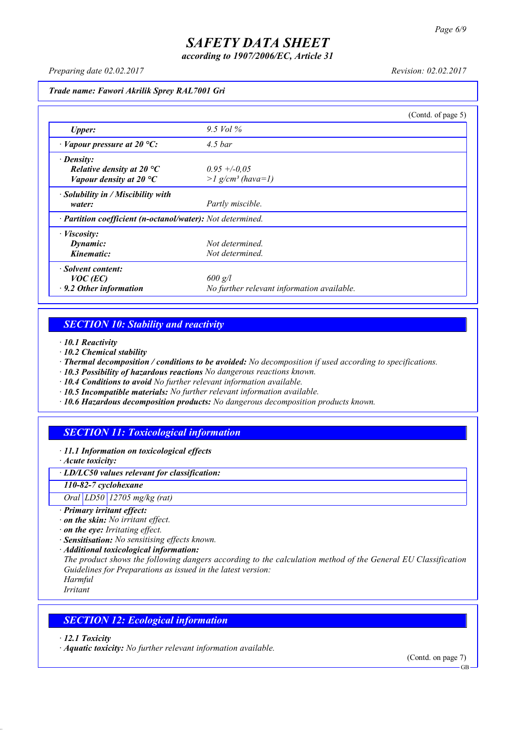# SAFETY DATA SHEET

*according to 1907/2006/EC, Article 31*

*Preparing date 02.02.2017* *Revision: 02.02.2017*

***Trade name: Fawori Akrilik Sprey RAL7001 Gri***

(Contd. of page 5)

| | |
|---|---|
| ***Upper:*** | *9.5 Vol %* |
| *·* ***Vapour pressure at 20 °C:*** | *4.5 bar* |
| *·* ***Density:*** | |
| ***Relative density at 20 °C*** | *0.95 +/-0,05* |
| ***Vapour density at 20 °C*** | *>1 g/cm³ (hava=1)* |
| *·* ***Solubility in / Miscibility with water:*** | *Partly miscible.* |
| *·* ***Partition coefficient (n-octanol/water):*** | *Not determined.* |
| *·* ***Viscosity:*** | |
| ***Dynamic:*** | *Not determined.* |
| ***Kinematic:*** | *Not determined.* |
| *·* ***Solvent content:*** | |
| ***VOC (EC)*** | *600 g/l* |
| *·* ***9.2 Other information*** | *No further relevant information available.* |

## SECTION 10: Stability and reactivity

- ***10.1 Reactivity***
- ***10.2 Chemical stability***
- ***Thermal decomposition / conditions to be avoided:*** *No decomposition if used according to specifications.*
- ***10.3 Possibility of hazardous reactions*** *No dangerous reactions known.*
- ***10.4 Conditions to avoid*** *No further relevant information available.*
- ***10.5 Incompatible materials:*** *No further relevant information available.*
- ***10.6 Hazardous decomposition products:*** *No dangerous decomposition products known.*

## SECTION 11: Toxicological information

- ***11.1 Information on toxicological effects***
- ***Acute toxicity:***

| ***LD/LC50 values relevant for classification:*** | | |
|---|---|---|
| ***110-82-7 cyclohexane*** | | |
| *Oral* | *LD50* | *12705 mg/kg (rat)* |

- ***Primary irritant effect:***
- ***on the skin:*** *No irritant effect.*
- ***on the eye:*** *Irritating effect.*
- ***Sensitisation:*** *No sensitising effects known.*
- ***Additional toxicological information:***

*The product shows the following dangers according to the calculation method of the General EU Classification Guidelines for Preparations as issued in the latest version:*
*Harmful*
*Irritant*

## SECTION 12: Ecological information

- ***12.1 Toxicity***
- ***Aquatic toxicity:*** *No further relevant information available.*

(Contd. on page 7)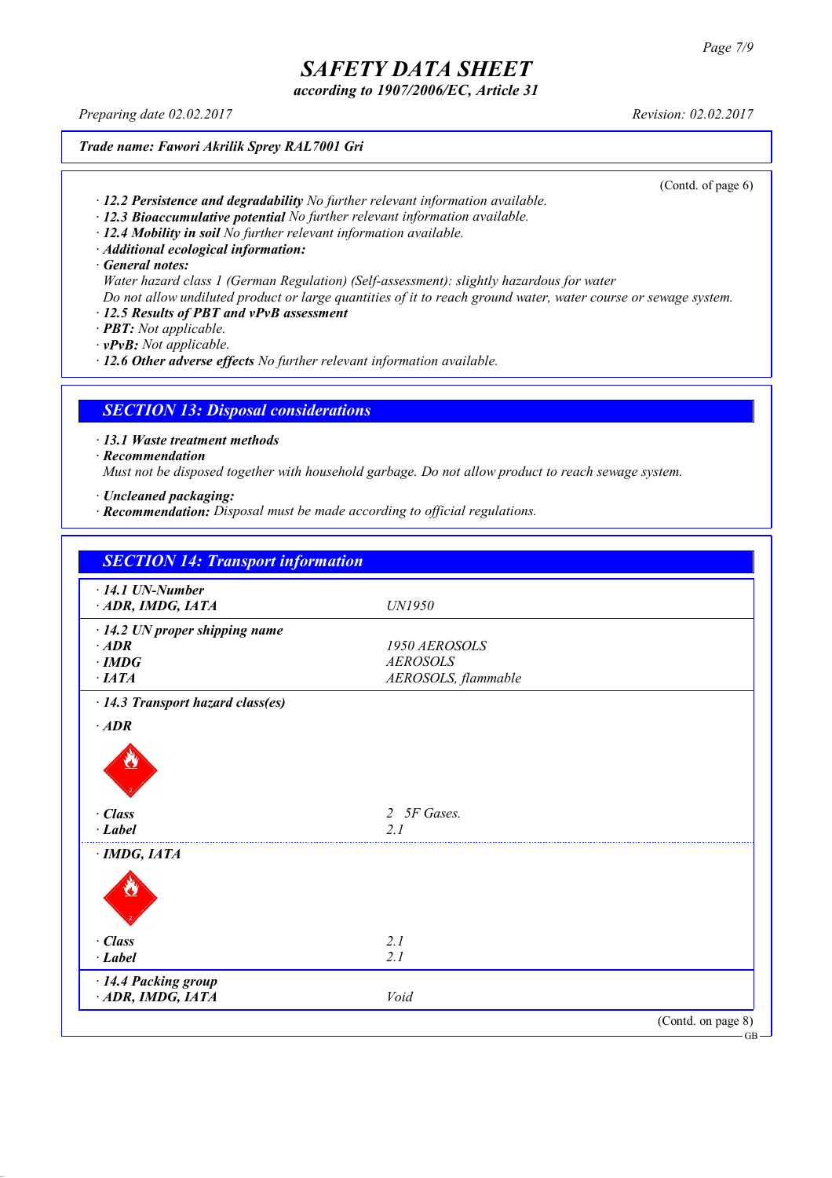**Trade name: Fawori Akrilik Sprey RAL7001 Gri**

(Contd. of page 6)

- **12.2 Persistence and degradability** No further relevant information available.
- **12.3 Bioaccumulative potential** No further relevant information available.
- **12.4 Mobility in soil** No further relevant information available.
- **Additional ecological information:**
- **General notes:**
  Water hazard class 1 (German Regulation) (Self-assessment): slightly hazardous for water
  Do not allow undiluted product or large quantities of it to reach ground water, water course or sewage system.
- **12.5 Results of PBT and vPvB assessment**
- **PBT:** Not applicable.
- **vPvB:** Not applicable.
- **12.6 Other adverse effects** No further relevant information available.

## SECTION 13: Disposal considerations

- **13.1 Waste treatment methods**
- **Recommendation**
  Must not be disposed together with household garbage. Do not allow product to reach sewage system.
- **Uncleaned packaging:**
- **Recommendation:** Disposal must be made according to official regulations.

## SECTION 14: Transport information

| | |
|---|---|
| **14.1 UN-Number** | |
| **ADR, IMDG, IATA** | UN1950 |
| **14.2 UN proper shipping name** | |
| **ADR** | 1950 AEROSOLS |
| **IMDG** | AEROSOLS |
| **IATA** | AEROSOLS, flammable |
| **14.3 Transport hazard class(es)** | |
| **ADR** | |
| **Class** | 2 5F Gases. |
| **Label** | 2.1 |
| **IMDG, IATA** | |
| **Class** | 2.1 |
| **Label** | 2.1 |
| **14.4 Packing group** | |
| **ADR, IMDG, IATA** | Void |

(Contd. on page 8)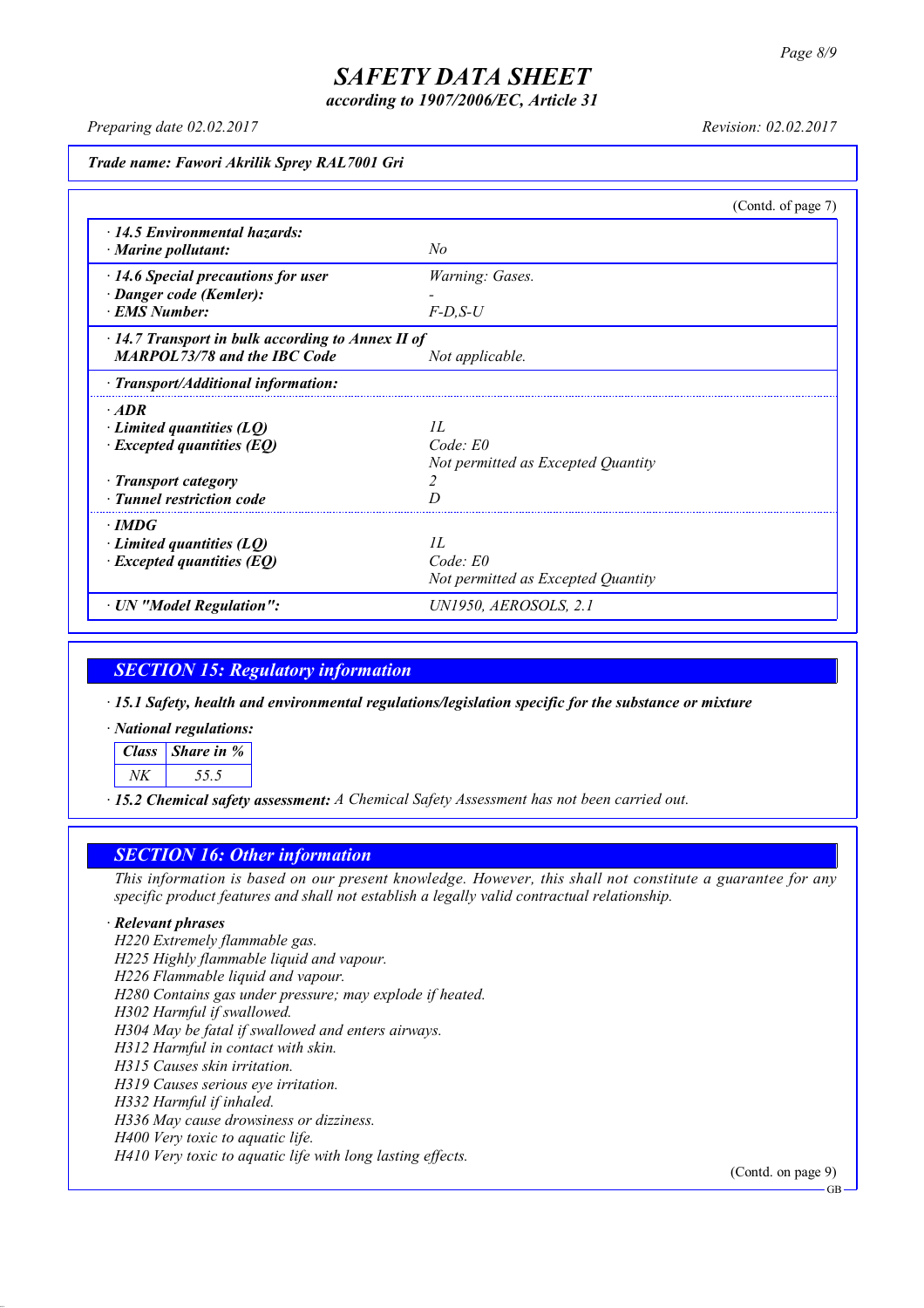(Contd. of page 7)

| | |
|---|---|
| **· 14.5 Environmental hazards:** | |
| **· Marine pollutant:** | *No* |
| **· 14.6 Special precautions for user** | *Warning: Gases.* |
| **· Danger code (Kemler):** | *-* |
| **· EMS Number:** | *F-D,S-U* |
| **· 14.7 Transport in bulk according to Annex II of MARPOL73/78 and the IBC Code** | *Not applicable.* |
| **· Transport/Additional information:** | |
| **· ADR** | |
| **· Limited quantities (LQ)** | *1L* |
| **· Excepted quantities (EQ)** | *Code: E0* <br> *Not permitted as Excepted Quantity* |
| **· Transport category** | *2* |
| **· Tunnel restriction code** | *D* |
| **· IMDG** | |
| **· Limited quantities (LQ)** | *1L* |
| **· Excepted quantities (EQ)** | *Code: E0* <br> *Not permitted as Excepted Quantity* |
| **· UN "Model Regulation":** | *UN1950, AEROSOLS, 2.1* |

## SECTION 15: Regulatory information

**· 15.1 Safety, health and environmental regulations/legislation specific for the substance or mixture**

**· National regulations:**

| Class | Share in % |
|---|---|
| NK | 55.5 |

**· 15.2 Chemical safety assessment:** *A Chemical Safety Assessment has not been carried out.*

## SECTION 16: Other information

*This information is based on our present knowledge. However, this shall not constitute a guarantee for any specific product features and shall not establish a legally valid contractual relationship.*

**· Relevant phrases**

*H220 Extremely flammable gas.*
*H225 Highly flammable liquid and vapour.*
*H226 Flammable liquid and vapour.*
*H280 Contains gas under pressure; may explode if heated.*
*H302 Harmful if swallowed.*
*H304 May be fatal if swallowed and enters airways.*
*H312 Harmful in contact with skin.*
*H315 Causes skin irritation.*
*H319 Causes serious eye irritation.*
*H332 Harmful if inhaled.*
*H336 May cause drowsiness or dizziness.*
*H400 Very toxic to aquatic life.*
*H410 Very toxic to aquatic life with long lasting effects.*

(Contd. on page 9)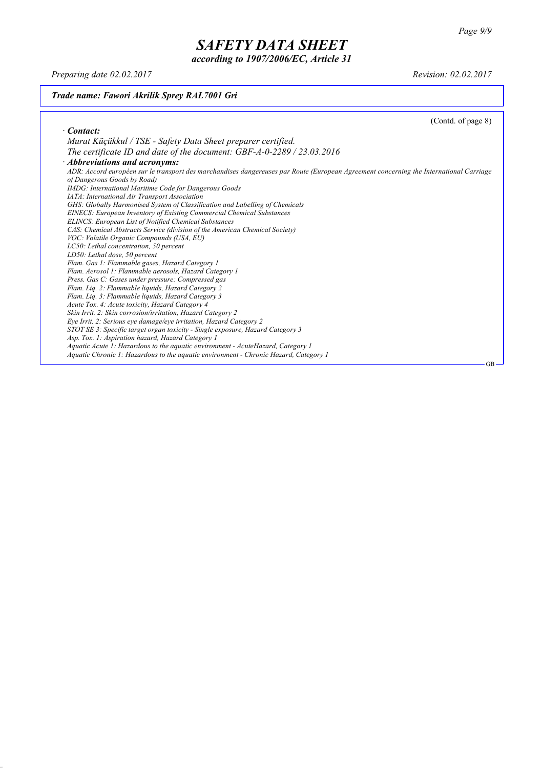(Contd. of page 8)

· **Contact:**

*Murat Küçükkul / TSE - Safety Data Sheet preparer certified.*
*The certificate ID and date of the document: GBF-A-0-2289 / 23.03.2016*

· **Abbreviations and acronyms:**

*ADR: Accord européen sur le transport des marchandises dangereuses par Route (European Agreement concerning the International Carriage of Dangerous Goods by Road)*
*IMDG: International Maritime Code for Dangerous Goods*
*IATA: International Air Transport Association*
*GHS: Globally Harmonised System of Classification and Labelling of Chemicals*
*EINECS: European Inventory of Existing Commercial Chemical Substances*
*ELINCS: European List of Notified Chemical Substances*
*CAS: Chemical Abstracts Service (division of the American Chemical Society)*
*VOC: Volatile Organic Compounds (USA, EU)*
*LC50: Lethal concentration, 50 percent*
*LD50: Lethal dose, 50 percent*
*Flam. Gas 1: Flammable gases, Hazard Category 1*
*Flam. Aerosol 1: Flammable aerosols, Hazard Category 1*
*Press. Gas C: Gases under pressure: Compressed gas*
*Flam. Liq. 2: Flammable liquids, Hazard Category 2*
*Flam. Liq. 3: Flammable liquids, Hazard Category 3*
*Acute Tox. 4: Acute toxicity, Hazard Category 4*
*Skin Irrit. 2: Skin corrosion/irritation, Hazard Category 2*
*Eye Irrit. 2: Serious eye damage/eye irritation, Hazard Category 2*
*STOT SE 3: Specific target organ toxicity - Single exposure, Hazard Category 3*
*Asp. Tox. 1: Aspiration hazard, Hazard Category 1*
*Aquatic Acute 1: Hazardous to the aquatic environment - AcuteHazard, Category 1*
*Aquatic Chronic 1: Hazardous to the aquatic environment - Chronic Hazard, Category 1*

GB